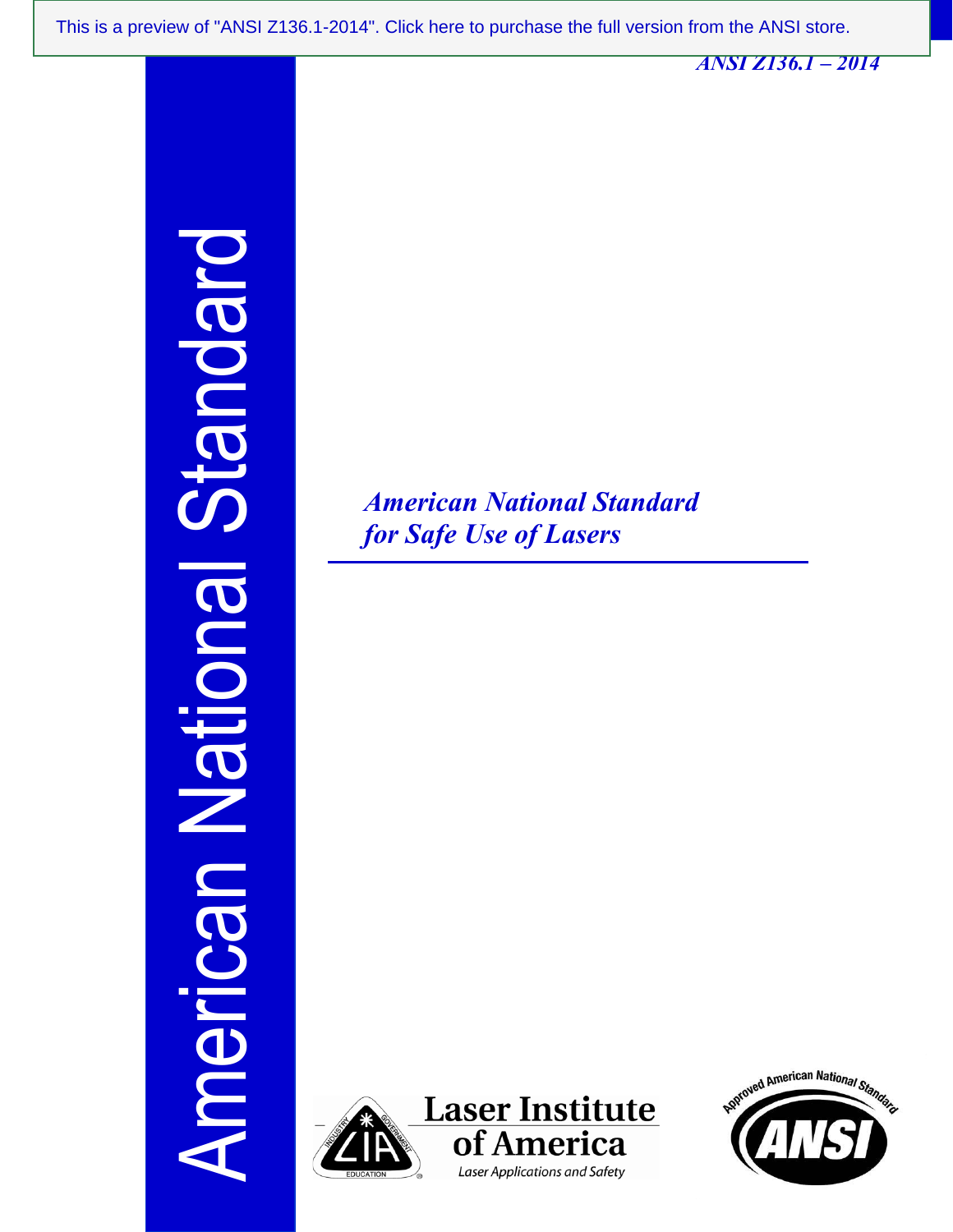ANSI Z136.1 – 2014

American National Standard

# *American National Standard for Safe Use of Lasers*

Laser Institute of America

Laser Applications and Safety

Approved American National Standard

ANSI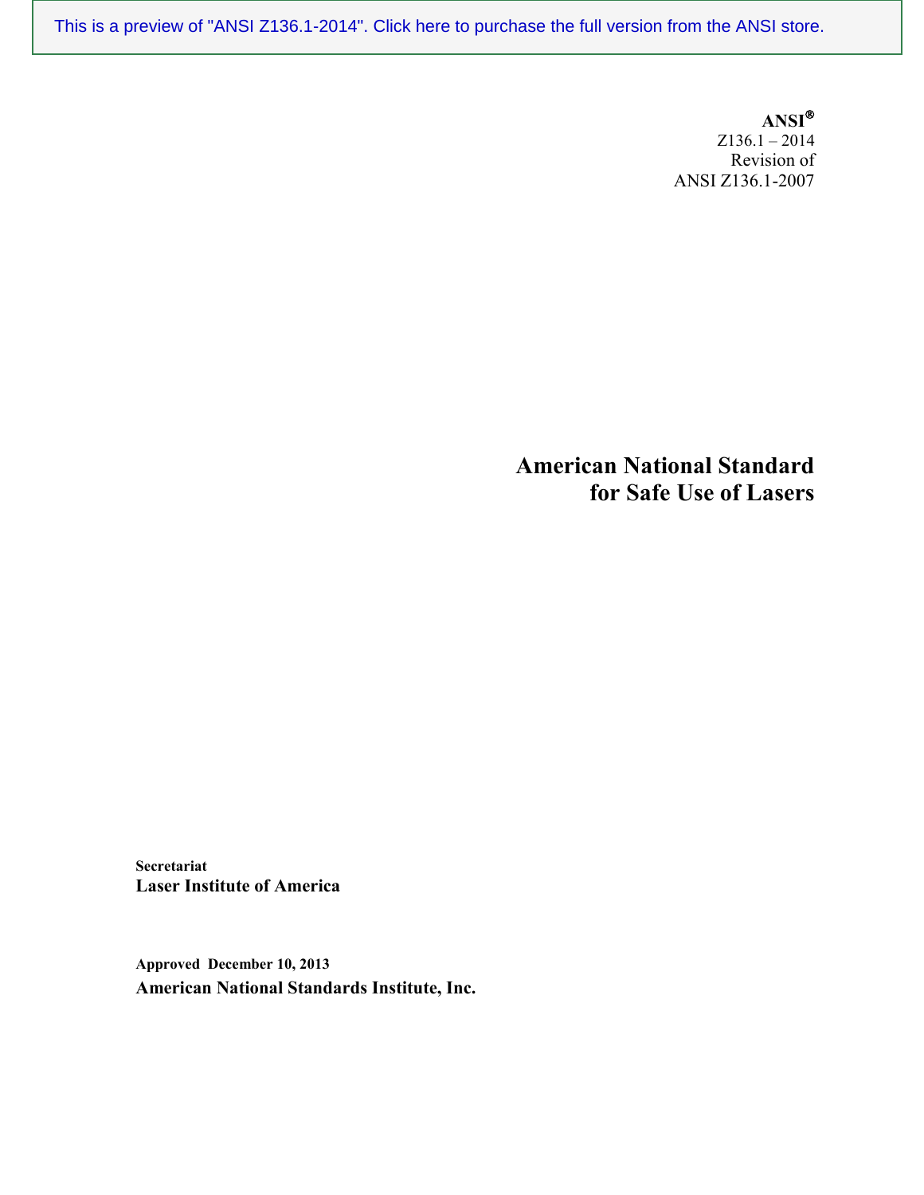This is a preview of "ANSI Z136.1-2014". Click here to purchase the full version from the ANSI store.

**ANSI®**
Z136.1 – 2014
Revision of
ANSI Z136.1-2007

# American National Standard for Safe Use of Lasers

**Secretariat**
**Laser Institute of America**

**Approved December 10, 2013**
**American National Standards Institute, Inc.**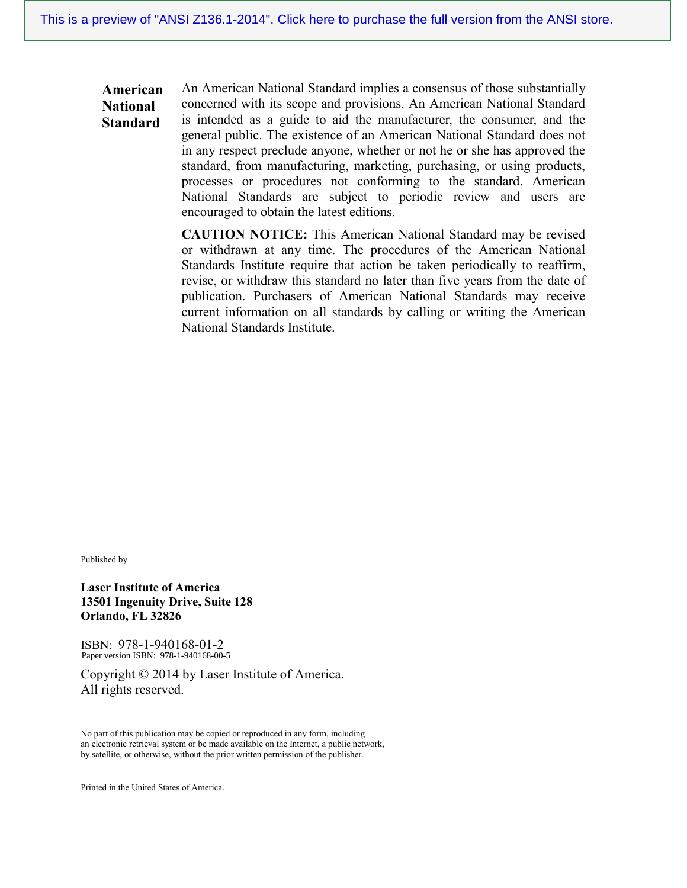This is a preview of "ANSI Z136.1-2014". Click here to purchase the full version from the ANSI store.

**American National Standard**

An American National Standard implies a consensus of those substantially concerned with its scope and provisions. An American National Standard is intended as a guide to aid the manufacturer, the consumer, and the general public. The existence of an American National Standard does not in any respect preclude anyone, whether or not he or she has approved the standard, from manufacturing, marketing, purchasing, or using products, processes or procedures not conforming to the standard. American National Standards are subject to periodic review and users are encouraged to obtain the latest editions.

**CAUTION NOTICE:** This American National Standard may be revised or withdrawn at any time. The procedures of the American National Standards Institute require that action be taken periodically to reaffirm, revise, or withdraw this standard no later than five years from the date of publication. Purchasers of American National Standards may receive current information on all standards by calling or writing the American National Standards Institute.

Published by

**Laser Institute of America**
**13501 Ingenuity Drive, Suite 128**
**Orlando, FL 32826**

ISBN: 978-1-940168-01-2
Paper version ISBN: 978-1-940168-00-5

Copyright © 2014 by Laser Institute of America.
All rights reserved.

No part of this publication may be copied or reproduced in any form, including an electronic retrieval system or be made available on the Internet, a public network, by satellite, or otherwise, without the prior written permission of the publisher.

Printed in the United States of America.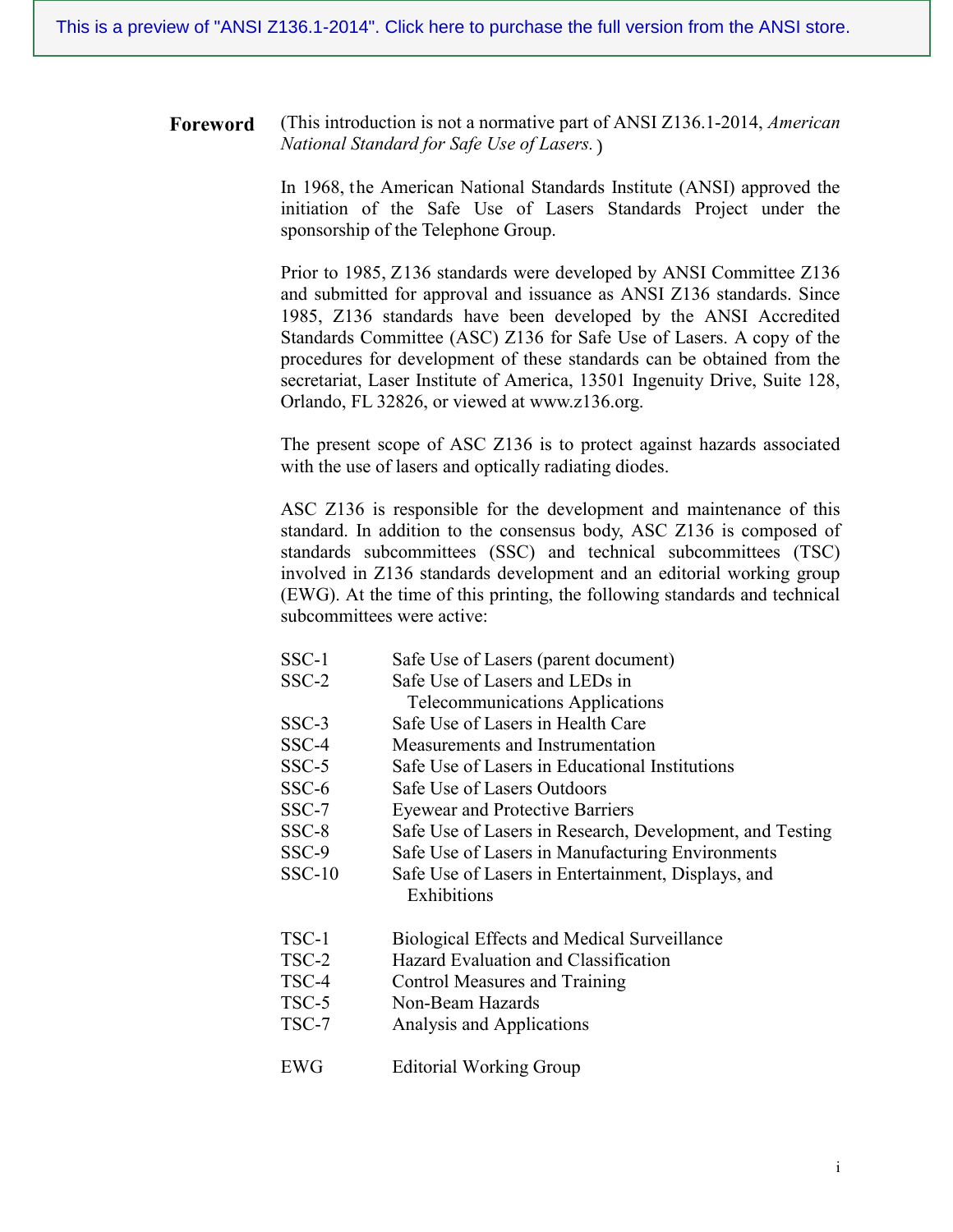## Foreword

(This introduction is not a normative part of ANSI Z136.1-2014, *American National Standard for Safe Use of Lasers.*)

In 1968, the American National Standards Institute (ANSI) approved the initiation of the Safe Use of Lasers Standards Project under the sponsorship of the Telephone Group.

Prior to 1985, Z136 standards were developed by ANSI Committee Z136 and submitted for approval and issuance as ANSI Z136 standards. Since 1985, Z136 standards have been developed by the ANSI Accredited Standards Committee (ASC) Z136 for Safe Use of Lasers. A copy of the procedures for development of these standards can be obtained from the secretariat, Laser Institute of America, 13501 Ingenuity Drive, Suite 128, Orlando, FL 32826, or viewed at www.z136.org.

The present scope of ASC Z136 is to protect against hazards associated with the use of lasers and optically radiating diodes.

ASC Z136 is responsible for the development and maintenance of this standard. In addition to the consensus body, ASC Z136 is composed of standards subcommittees (SSC) and technical subcommittees (TSC) involved in Z136 standards development and an editorial working group (EWG). At the time of this printing, the following standards and technical subcommittees were active:

| | |
|---|---|
| SSC-1 | Safe Use of Lasers (parent document) |
| SSC-2 | Safe Use of Lasers and LEDs in Telecommunications Applications |
| SSC-3 | Safe Use of Lasers in Health Care |
| SSC-4 | Measurements and Instrumentation |
| SSC-5 | Safe Use of Lasers in Educational Institutions |
| SSC-6 | Safe Use of Lasers Outdoors |
| SSC-7 | Eyewear and Protective Barriers |
| SSC-8 | Safe Use of Lasers in Research, Development, and Testing |
| SSC-9 | Safe Use of Lasers in Manufacturing Environments |
| SSC-10 | Safe Use of Lasers in Entertainment, Displays, and Exhibitions |

| | |
|---|---|
| TSC-1 | Biological Effects and Medical Surveillance |
| TSC-2 | Hazard Evaluation and Classification |
| TSC-4 | Control Measures and Training |
| TSC-5 | Non-Beam Hazards |
| TSC-7 | Analysis and Applications |

| | |
|---|---|
| EWG | Editorial Working Group |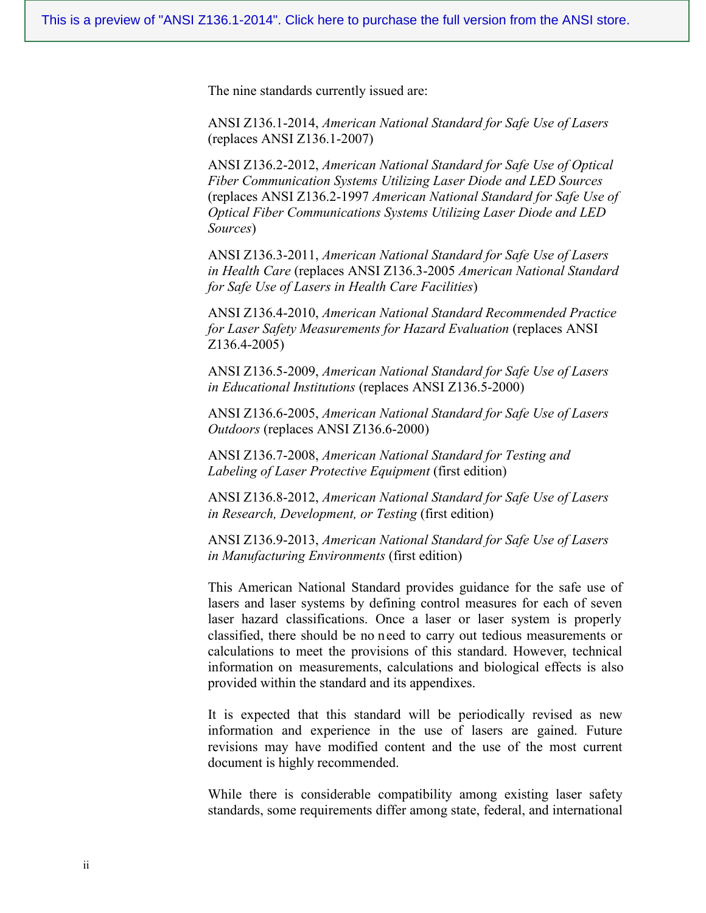This is a preview of "ANSI Z136.1-2014". Click here to purchase the full version from the ANSI store.

The nine standards currently issued are:

ANSI Z136.1-2014, *American National Standard for Safe Use of Lasers* (replaces ANSI Z136.1-2007)

ANSI Z136.2-2012, *American National Standard for Safe Use of Optical Fiber Communication Systems Utilizing Laser Diode and LED Sources* (replaces ANSI Z136.2-1997 *American National Standard for Safe Use of Optical Fiber Communications Systems Utilizing Laser Diode and LED Sources*)

ANSI Z136.3-2011, *American National Standard for Safe Use of Lasers in Health Care* (replaces ANSI Z136.3-2005 *American National Standard for Safe Use of Lasers in Health Care Facilities*)

ANSI Z136.4-2010, *American National Standard Recommended Practice for Laser Safety Measurements for Hazard Evaluation* (replaces ANSI Z136.4-2005)

ANSI Z136.5-2009, *American National Standard for Safe Use of Lasers in Educational Institutions* (replaces ANSI Z136.5-2000)

ANSI Z136.6-2005, *American National Standard for Safe Use of Lasers Outdoors* (replaces ANSI Z136.6-2000)

ANSI Z136.7-2008, *American National Standard for Testing and Labeling of Laser Protective Equipment* (first edition)

ANSI Z136.8-2012, *American National Standard for Safe Use of Lasers in Research, Development, or Testing* (first edition)

ANSI Z136.9-2013, *American National Standard for Safe Use of Lasers in Manufacturing Environments* (first edition)

This American National Standard provides guidance for the safe use of lasers and laser systems by defining control measures for each of seven laser hazard classifications. Once a laser or laser system is properly classified, there should be no need to carry out tedious measurements or calculations to meet the provisions of this standard. However, technical information on measurements, calculations and biological effects is also provided within the standard and its appendixes.

It is expected that this standard will be periodically revised as new information and experience in the use of lasers are gained. Future revisions may have modified content and the use of the most current document is highly recommended.

While there is considerable compatibility among existing laser safety standards, some requirements differ among state, federal, and international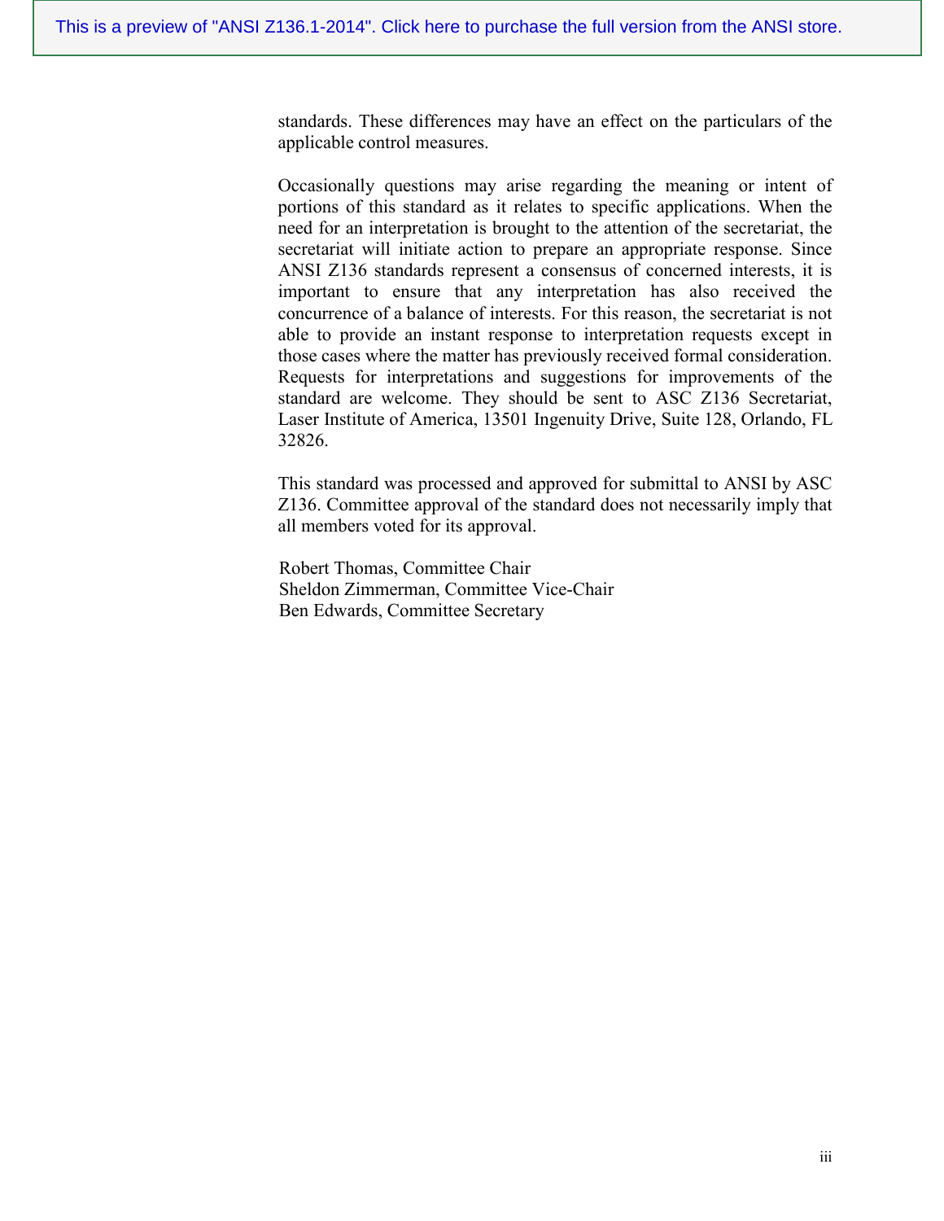standards. These differences may have an effect on the particulars of the applicable control measures.

Occasionally questions may arise regarding the meaning or intent of portions of this standard as it relates to specific applications. When the need for an interpretation is brought to the attention of the secretariat, the secretariat will initiate action to prepare an appropriate response. Since ANSI Z136 standards represent a consensus of concerned interests, it is important to ensure that any interpretation has also received the concurrence of a balance of interests. For this reason, the secretariat is not able to provide an instant response to interpretation requests except in those cases where the matter has previously received formal consideration. Requests for interpretations and suggestions for improvements of the standard are welcome. They should be sent to ASC Z136 Secretariat, Laser Institute of America, 13501 Ingenuity Drive, Suite 128, Orlando, FL 32826.

This standard was processed and approved for submittal to ANSI by ASC Z136. Committee approval of the standard does not necessarily imply that all members voted for its approval.

Robert Thomas, Committee Chair
Sheldon Zimmerman, Committee Vice-Chair
Ben Edwards, Committee Secretary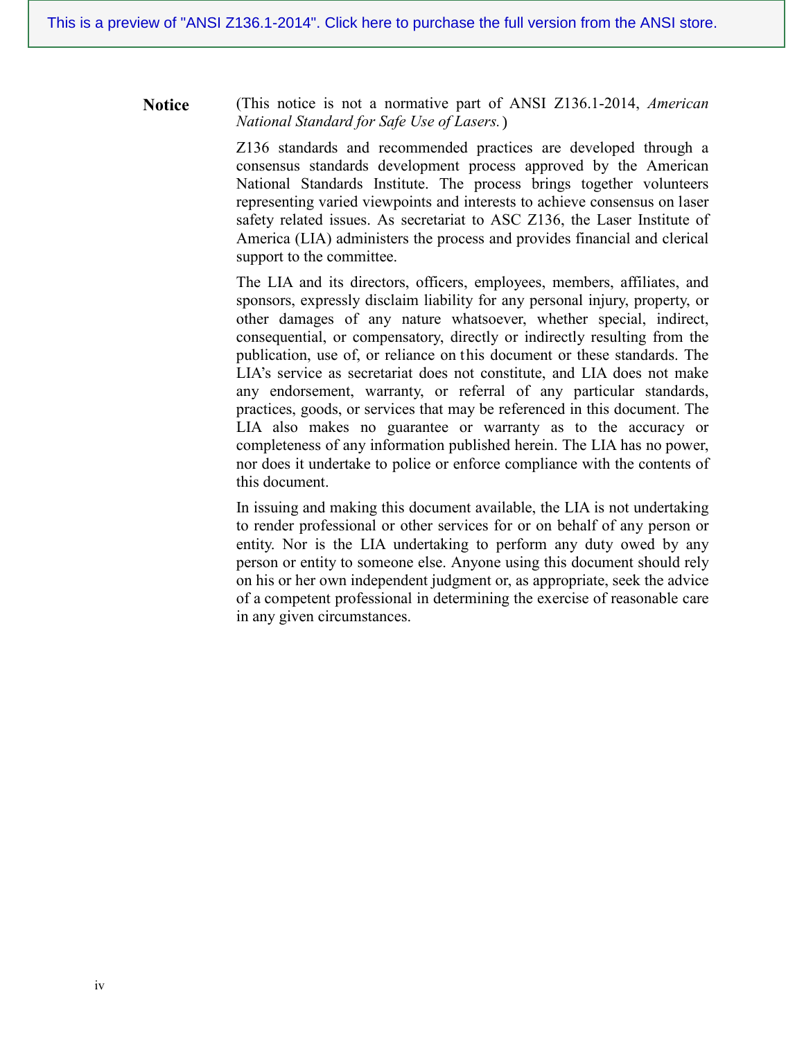This is a preview of "ANSI Z136.1-2014". Click here to purchase the full version from the ANSI store.

**Notice**

(This notice is not a normative part of ANSI Z136.1-2014, *American National Standard for Safe Use of Lasers.*)

Z136 standards and recommended practices are developed through a consensus standards development process approved by the American National Standards Institute. The process brings together volunteers representing varied viewpoints and interests to achieve consensus on laser safety related issues. As secretariat to ASC Z136, the Laser Institute of America (LIA) administers the process and provides financial and clerical support to the committee.

The LIA and its directors, officers, employees, members, affiliates, and sponsors, expressly disclaim liability for any personal injury, property, or other damages of any nature whatsoever, whether special, indirect, consequential, or compensatory, directly or indirectly resulting from the publication, use of, or reliance on this document or these standards. The LIA's service as secretariat does not constitute, and LIA does not make any endorsement, warranty, or referral of any particular standards, practices, goods, or services that may be referenced in this document. The LIA also makes no guarantee or warranty as to the accuracy or completeness of any information published herein. The LIA has no power, nor does it undertake to police or enforce compliance with the contents of this document.

In issuing and making this document available, the LIA is not undertaking to render professional or other services for or on behalf of any person or entity. Nor is the LIA undertaking to perform any duty owed by any person or entity to someone else. Anyone using this document should rely on his or her own independent judgment or, as appropriate, seek the advice of a competent professional in determining the exercise of reasonable care in any given circumstances.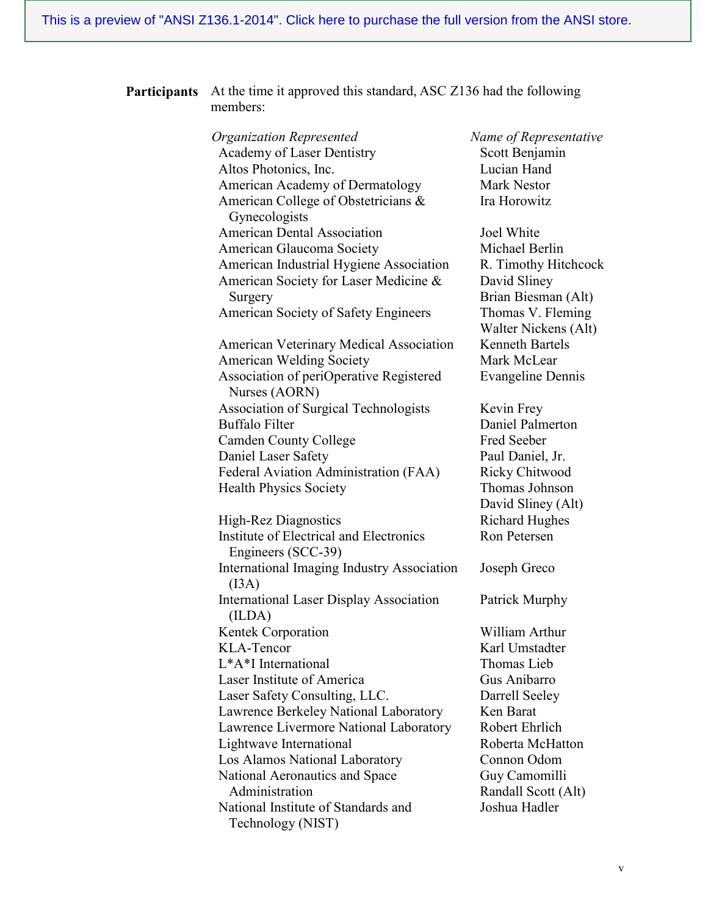This is a preview of "ANSI Z136.1-2014". Click here to purchase the full version from the ANSI store.

**Participants** At the time it approved this standard, ASC Z136 had the following members:

| *Organization Represented* | *Name of Representative* |
| --- | --- |
| Academy of Laser Dentistry | Scott Benjamin |
| Altos Photonics, Inc. | Lucian Hand |
| American Academy of Dermatology | Mark Nestor |
| American College of Obstetricians & Gynecologists | Ira Horowitz |
| American Dental Association | Joel White |
| American Glaucoma Society | Michael Berlin |
| American Industrial Hygiene Association | R. Timothy Hitchcock |
| American Society for Laser Medicine & Surgery | David Sliney<br>Brian Biesman (Alt) |
| American Society of Safety Engineers | Thomas V. Fleming<br>Walter Nickens (Alt) |
| American Veterinary Medical Association | Kenneth Bartels |
| American Welding Society | Mark McLear |
| Association of periOperative Registered Nurses (AORN) | Evangeline Dennis |
| Association of Surgical Technologists | Kevin Frey |
| Buffalo Filter | Daniel Palmerton |
| Camden County College | Fred Seeber |
| Daniel Laser Safety | Paul Daniel, Jr. |
| Federal Aviation Administration (FAA) | Ricky Chitwood |
| Health Physics Society | Thomas Johnson<br>David Sliney (Alt) |
| High-Rez Diagnostics | Richard Hughes |
| Institute of Electrical and Electronics Engineers (SCC-39) | Ron Petersen |
| International Imaging Industry Association (I3A) | Joseph Greco |
| International Laser Display Association (ILDA) | Patrick Murphy |
| Kentek Corporation | William Arthur |
| KLA-Tencor | Karl Umstadter |
| L*A*I International | Thomas Lieb |
| Laser Institute of America | Gus Anibarro |
| Laser Safety Consulting, LLC. | Darrell Seeley |
| Lawrence Berkeley National Laboratory | Ken Barat |
| Lawrence Livermore National Laboratory | Robert Ehrlich |
| Lightwave International | Roberta McHatton |
| Los Alamos National Laboratory | Connon Odom |
| National Aeronautics and Space Administration | Guy Camomilli<br>Randall Scott (Alt) |
| National Institute of Standards and Technology (NIST) | Joshua Hadler |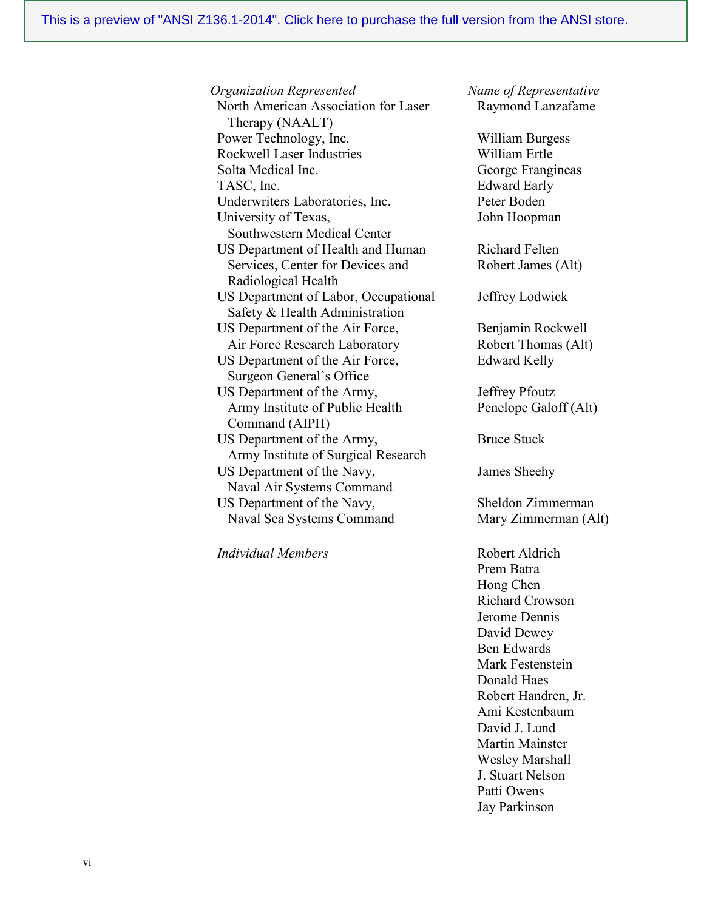> This is a preview of "ANSI Z136.1-2014". Click here to purchase the full version from the ANSI store.

| *Organization Represented* | *Name of Representative* |
|---|---|
| North American Association for Laser Therapy (NAALT) | Raymond Lanzafame |
| Power Technology, Inc. | William Burgess |
| Rockwell Laser Industries | William Ertle |
| Solta Medical Inc. | George Frangineas |
| TASC, Inc. | Edward Early |
| Underwriters Laboratories, Inc. | Peter Boden |
| University of Texas, Southwestern Medical Center | John Hoopman |
| US Department of Health and Human Services, Center for Devices and Radiological Health | Richard Felten<br>Robert James (Alt) |
| US Department of Labor, Occupational Safety & Health Administration | Jeffrey Lodwick |
| US Department of the Air Force, Air Force Research Laboratory | Benjamin Rockwell<br>Robert Thomas (Alt) |
| US Department of the Air Force, Surgeon General's Office | Edward Kelly |
| US Department of the Army, Army Institute of Public Health Command (AIPH) | Jeffrey Pfoutz<br>Penelope Galoff (Alt) |
| US Department of the Army, Army Institute of Surgical Research | Bruce Stuck |
| US Department of the Navy, Naval Air Systems Command | James Sheehy |
| US Department of the Navy, Naval Sea Systems Command | Sheldon Zimmerman<br>Mary Zimmerman (Alt) |
| *Individual Members* | Robert Aldrich<br>Prem Batra<br>Hong Chen<br>Richard Crowson<br>Jerome Dennis<br>David Dewey<br>Ben Edwards<br>Mark Festenstein<br>Donald Haes<br>Robert Handren, Jr.<br>Ami Kestenbaum<br>David J. Lund<br>Martin Mainster<br>Wesley Marshall<br>J. Stuart Nelson<br>Patti Owens<br>Jay Parkinson |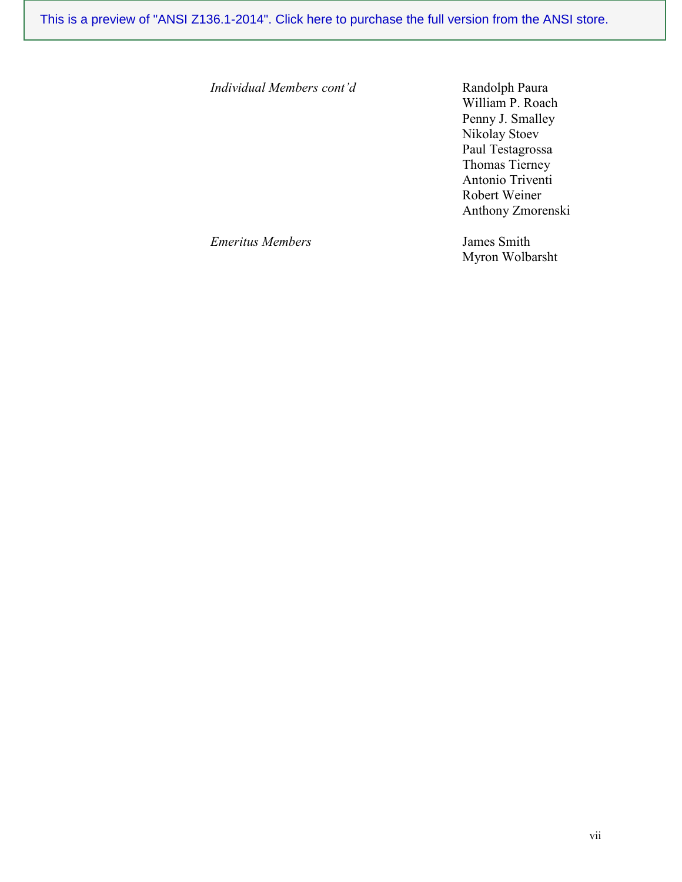| | |
|---|---|
| *Individual Members cont'd* | Randolph Paura<br>William P. Roach<br>Penny J. Smalley<br>Nikolay Stoev<br>Paul Testagrossa<br>Thomas Tierney<br>Antonio Triventi<br>Robert Weiner<br>Anthony Zmorenski |
| *Emeritus Members* | James Smith<br>Myron Wolbarsht |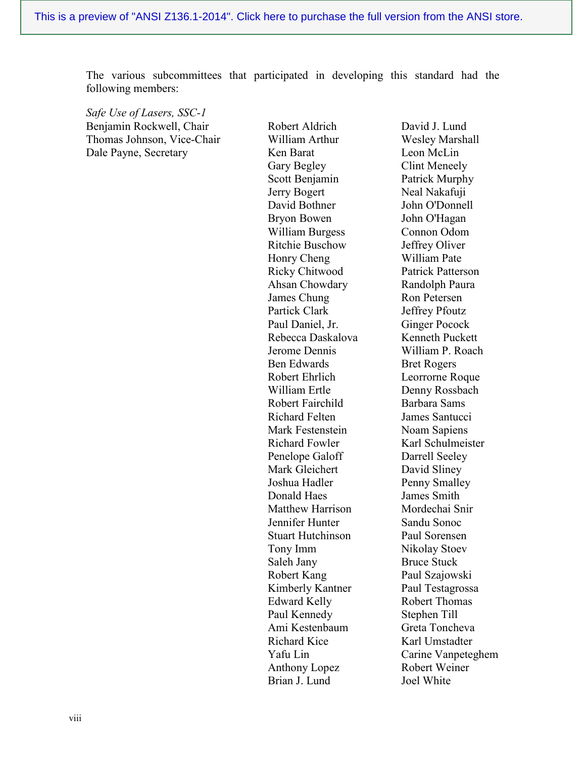The various subcommittees that participated in developing this standard had the following members:

*Safe Use of Lasers, SSC-1*

Benjamin Rockwell, Chair
Thomas Johnson, Vice-Chair
Dale Payne, Secretary

Robert Aldrich
William Arthur
Ken Barat
Gary Begley
Scott Benjamin
Jerry Bogert
David Bothner
Bryon Bowen
William Burgess
Ritchie Buschow
Honry Cheng
Ricky Chitwood
Ahsan Chowdary
James Chung
Partick Clark
Paul Daniel, Jr.
Rebecca Daskalova
Jerome Dennis
Ben Edwards
Robert Ehrlich
William Ertle
Robert Fairchild
Richard Felten
Mark Festenstein
Richard Fowler
Penelope Galoff
Mark Gleichert
Joshua Hadler
Donald Haes
Matthew Harrison
Jennifer Hunter
Stuart Hutchinson
Tony Imm
Saleh Jany
Robert Kang
Kimberly Kantner
Edward Kelly
Paul Kennedy
Ami Kestenbaum
Richard Kice
Yafu Lin
Anthony Lopez
Brian J. Lund
David J. Lund
Wesley Marshall
Leon McLin
Clint Meneely
Patrick Murphy
Neal Nakafuji
John O'Donnell
John O'Hagan
Connon Odom
Jeffrey Oliver
William Pate
Patrick Patterson
Randolph Paura
Ron Petersen
Jeffrey Pfoutz
Ginger Pocock
Kenneth Puckett
William P. Roach
Bret Rogers
Leorrorne Roque
Denny Rossbach
Barbara Sams
James Santucci
Noam Sapiens
Karl Schulmeister
Darrell Seeley
David Sliney
Penny Smalley
James Smith
Mordechai Snir
Sandu Sonoc
Paul Sorensen
Nikolay Stoev
Bruce Stuck
Paul Szajowski
Paul Testagrossa
Robert Thomas
Stephen Till
Greta Toncheva
Karl Umstadter
Carine Vanpeteghem
Robert Weiner
Joel White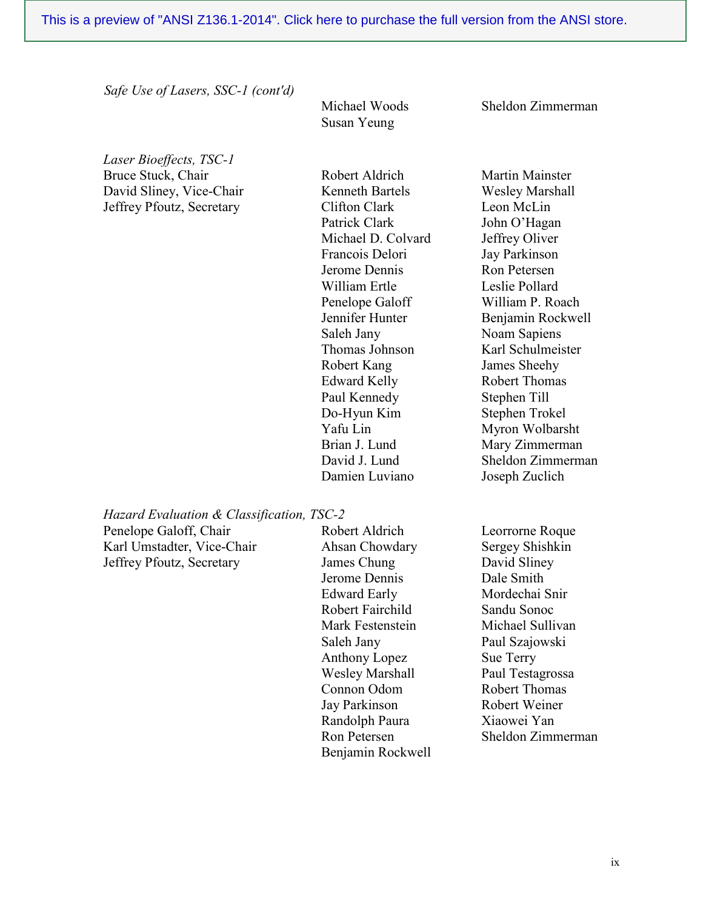This is a preview of "ANSI Z136.1-2014". Click here to purchase the full version from the ANSI store.

*Safe Use of Lasers, SSC-1 (cont'd)*

Michael Woods
Susan Yeung
Sheldon Zimmerman

*Laser Bioeffects, TSC-1*

Bruce Stuck, Chair
David Sliney, Vice-Chair
Jeffrey Pfoutz, Secretary

Robert Aldrich
Kenneth Bartels
Clifton Clark
Patrick Clark
Michael D. Colvard
Francois Delori
Jerome Dennis
William Ertle
Penelope Galoff
Jennifer Hunter
Saleh Jany
Thomas Johnson
Robert Kang
Edward Kelly
Paul Kennedy
Do-Hyun Kim
Yafu Lin
Brian J. Lund
David J. Lund
Damien Luviano
Martin Mainster
Wesley Marshall
Leon McLin
John O'Hagan
Jeffrey Oliver
Jay Parkinson
Ron Petersen
Leslie Pollard
William P. Roach
Benjamin Rockwell
Noam Sapiens
Karl Schulmeister
James Sheehy
Robert Thomas
Stephen Till
Stephen Trokel
Myron Wolbarsht
Mary Zimmerman
Sheldon Zimmerman
Joseph Zuclich

*Hazard Evaluation & Classification, TSC-2*

Penelope Galoff, Chair
Karl Umstadter, Vice-Chair
Jeffrey Pfoutz, Secretary

Robert Aldrich
Ahsan Chowdary
James Chung
Jerome Dennis
Edward Early
Robert Fairchild
Mark Festenstein
Saleh Jany
Anthony Lopez
Wesley Marshall
Connon Odom
Jay Parkinson
Randolph Paura
Ron Petersen
Benjamin Rockwell
Leorrorne Roque
Sergey Shishkin
David Sliney
Dale Smith
Mordechai Snir
Sandu Sonoc
Michael Sullivan
Paul Szajowski
Sue Terry
Paul Testagrossa
Robert Thomas
Robert Weiner
Xiaowei Yan
Sheldon Zimmerman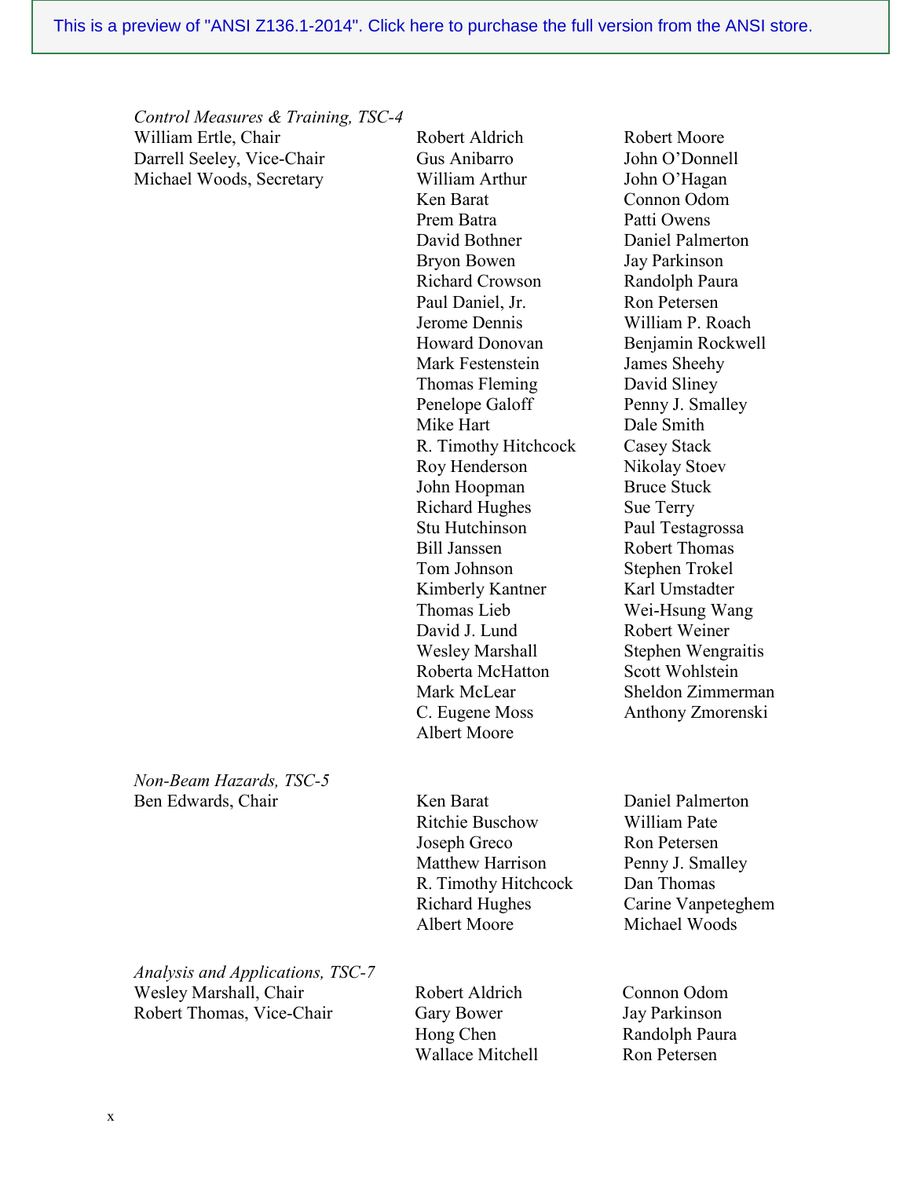*Control Measures & Training, TSC-4*

William Ertle, Chair
Darrell Seeley, Vice-Chair
Michael Woods, Secretary

Robert Aldrich
Gus Anibarro
William Arthur
Ken Barat
Prem Batra
David Bothner
Bryon Bowen
Richard Crowson
Paul Daniel, Jr.
Jerome Dennis
Howard Donovan
Mark Festenstein
Thomas Fleming
Penelope Galoff
Mike Hart
R. Timothy Hitchcock
Roy Henderson
John Hoopman
Richard Hughes
Stu Hutchinson
Bill Janssen
Tom Johnson
Kimberly Kantner
Thomas Lieb
David J. Lund
Wesley Marshall
Roberta McHatton
Mark McLear
C. Eugene Moss
Albert Moore
Robert Moore
John O'Donnell
John O'Hagan
Connon Odom
Patti Owens
Daniel Palmerton
Jay Parkinson
Randolph Paura
Ron Petersen
William P. Roach
Benjamin Rockwell
James Sheehy
David Sliney
Penny J. Smalley
Dale Smith
Casey Stack
Nikolay Stoev
Bruce Stuck
Sue Terry
Paul Testagrossa
Robert Thomas
Stephen Trokel
Karl Umstadter
Wei-Hsung Wang
Robert Weiner
Stephen Wengraitis
Scott Wohlstein
Sheldon Zimmerman
Anthony Zmorenski

*Non-Beam Hazards, TSC-5*

Ben Edwards, Chair

Ken Barat
Ritchie Buschow
Joseph Greco
Matthew Harrison
R. Timothy Hitchcock
Richard Hughes
Albert Moore
Daniel Palmerton
William Pate
Ron Petersen
Penny J. Smalley
Dan Thomas
Carine Vanpeteghem
Michael Woods

*Analysis and Applications, TSC-7*

Wesley Marshall, Chair
Robert Thomas, Vice-Chair

Robert Aldrich
Gary Bower
Hong Chen
Wallace Mitchell
Connon Odom
Jay Parkinson
Randolph Paura
Ron Petersen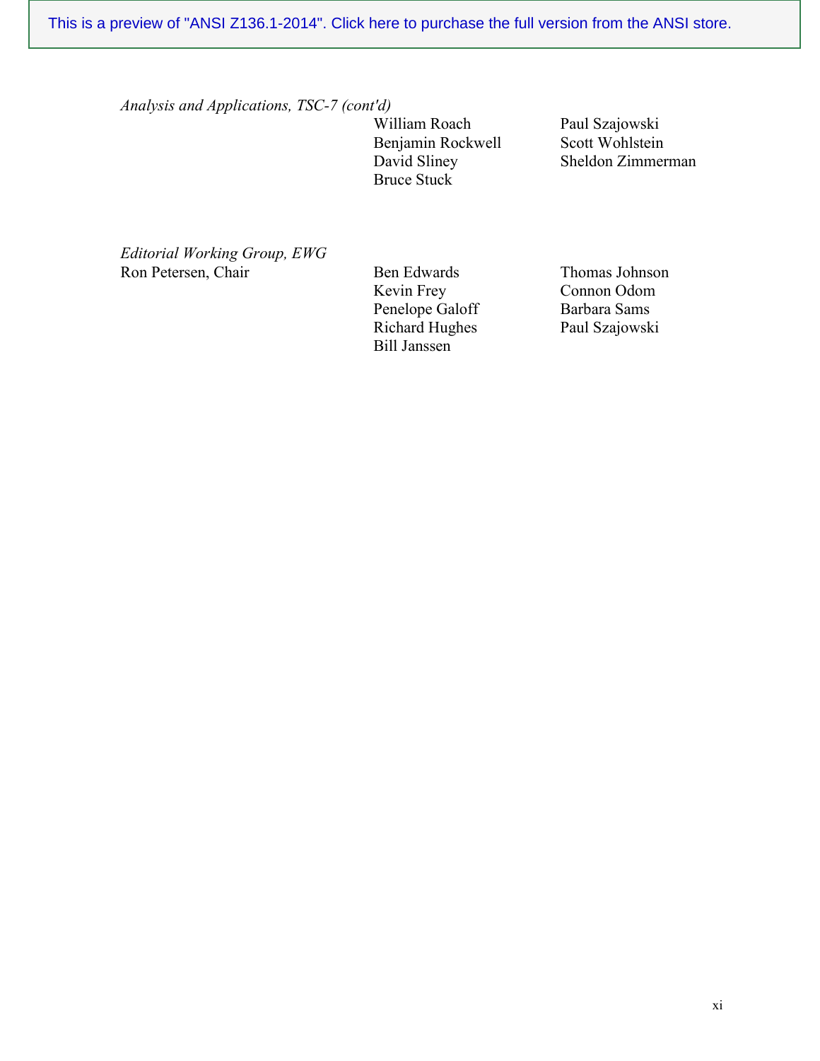*Analysis and Applications, TSC-7 (cont'd)*

William Roach
Benjamin Rockwell
David Sliney
Bruce Stuck
Paul Szajowski
Scott Wohlstein
Sheldon Zimmerman

*Editorial Working Group, EWG*

Ron Petersen, Chair

Ben Edwards
Kevin Frey
Penelope Galoff
Richard Hughes
Bill Janssen
Thomas Johnson
Connon Odom
Barbara Sams
Paul Szajowski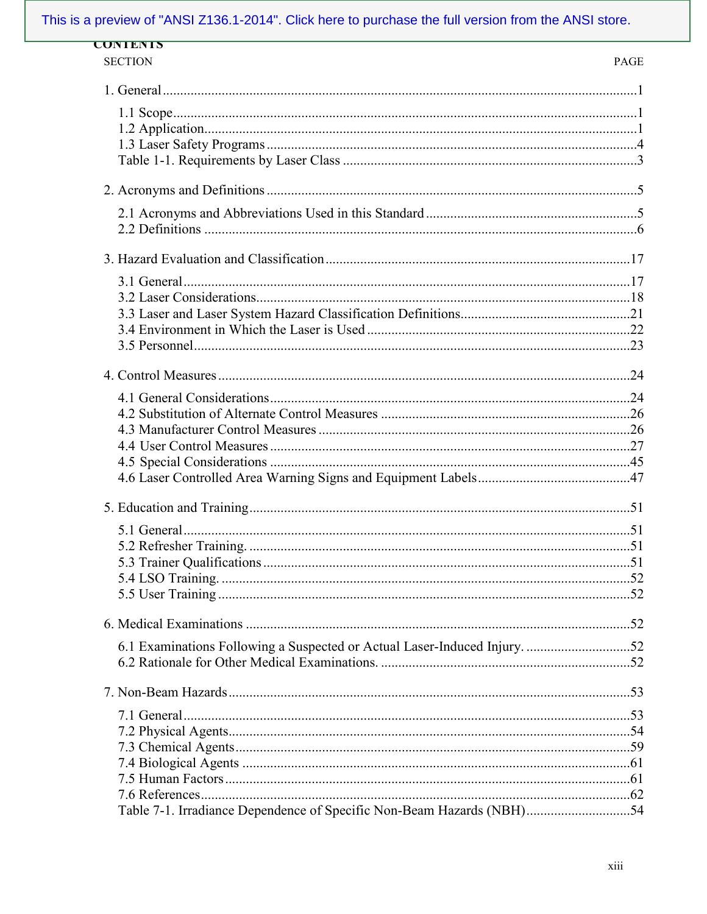This is a preview of "ANSI Z136.1-2014". Click here to purchase the full version from the ANSI store.

# CONTENTS

| SECTION | PAGE |
|---|---|
| 1. General | 1 |
| 1.1 Scope | 1 |
| 1.2 Application | 1 |
| 1.3 Laser Safety Programs | 4 |
| Table 1-1. Requirements by Laser Class | 3 |
| 2. Acronyms and Definitions | 5 |
| 2.1 Acronyms and Abbreviations Used in this Standard | 5 |
| 2.2 Definitions | 6 |
| 3. Hazard Evaluation and Classification | 17 |
| 3.1 General | 17 |
| 3.2 Laser Considerations | 18 |
| 3.3 Laser and Laser System Hazard Classification Definitions | 21 |
| 3.4 Environment in Which the Laser is Used | 22 |
| 3.5 Personnel | 23 |
| 4. Control Measures | 24 |
| 4.1 General Considerations | 24 |
| 4.2 Substitution of Alternate Control Measures | 26 |
| 4.3 Manufacturer Control Measures | 26 |
| 4.4 User Control Measures | 27 |
| 4.5 Special Considerations | 45 |
| 4.6 Laser Controlled Area Warning Signs and Equipment Labels | 47 |
| 5. Education and Training | 51 |
| 5.1 General | 51 |
| 5.2 Refresher Training. | 51 |
| 5.3 Trainer Qualifications | 51 |
| 5.4 LSO Training. | 52 |
| 5.5 User Training | 52 |
| 6. Medical Examinations | 52 |
| 6.1 Examinations Following a Suspected or Actual Laser-Induced Injury. | 52 |
| 6.2 Rationale for Other Medical Examinations. | 52 |
| 7. Non-Beam Hazards | 53 |
| 7.1 General | 53 |
| 7.2 Physical Agents | 54 |
| 7.3 Chemical Agents | 59 |
| 7.4 Biological Agents | 61 |
| 7.5 Human Factors | 61 |
| 7.6 References | 62 |
| Table 7-1. Irradiance Dependence of Specific Non-Beam Hazards (NBH) | 54 |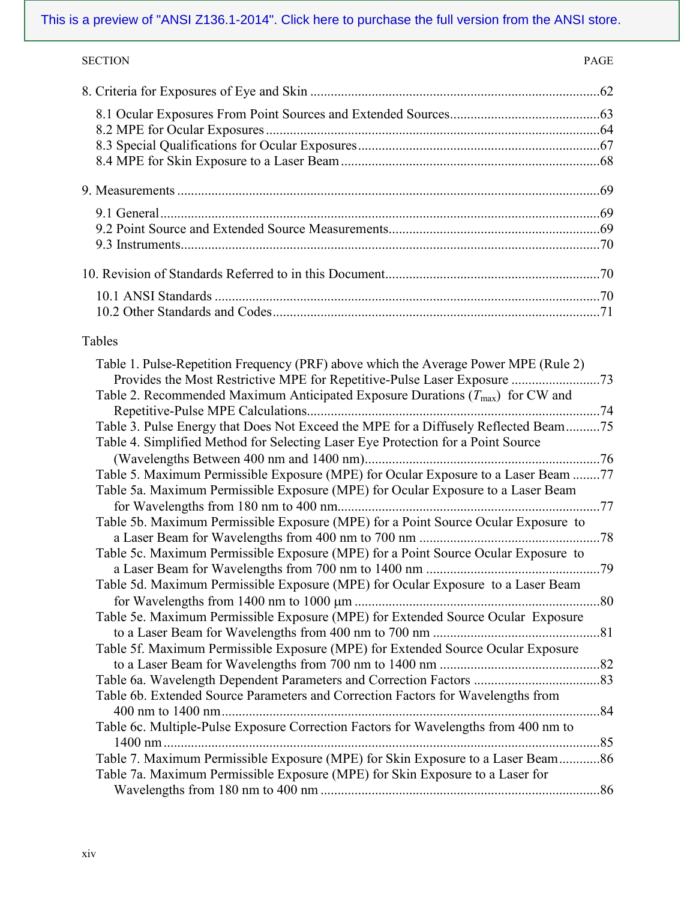This is a preview of "ANSI Z136.1-2014". Click here to purchase the full version from the ANSI store.

SECTION PAGE

8. Criteria for Exposures of Eye and Skin ..................................................................................62

- 8.1 Ocular Exposures From Point Sources and Extended Sources............................................63
- 8.2 MPE for Ocular Exposures .................................................................................................64
- 8.3 Special Qualifications for Ocular Exposures.......................................................................67
- 8.4 MPE for Skin Exposure to a Laser Beam ............................................................................68

9. Measurements ...........................................................................................................................69

- 9.1 General.................................................................................................................................69
- 9.2 Point Source and Extended Source Measurements..............................................................69
- 9.3 Instruments...........................................................................................................................70

10. Revision of Standards Referred to in this Document...............................................................70

- 10.1 ANSI Standards .................................................................................................................70
- 10.2 Other Standards and Codes................................................................................................71

Tables

- Table 1. Pulse-Repetition Frequency (PRF) above which the Average Power MPE (Rule 2) Provides the Most Restrictive MPE for Repetitive-Pulse Laser Exposure ..........................73
- Table 2. Recommended Maximum Anticipated Exposure Durations ($T_{max}$) for CW and Repetitive-Pulse MPE Calculations......................................................................................74
- Table 3. Pulse Energy that Does Not Exceed the MPE for a Diffusely Reflected Beam..........75
- Table 4. Simplified Method for Selecting Laser Eye Protection for a Point Source (Wavelengths Between 400 nm and 1400 nm).....................................................................76
- Table 5. Maximum Permissible Exposure (MPE) for Ocular Exposure to a Laser Beam ........77
- Table 5a. Maximum Permissible Exposure (MPE) for Ocular Exposure to a Laser Beam for Wavelengths from 180 nm to 400 nm.............................................................................77
- Table 5b. Maximum Permissible Exposure (MPE) for a Point Source Ocular Exposure to a Laser Beam for Wavelengths from 400 nm to 700 nm .....................................................78
- Table 5c. Maximum Permissible Exposure (MPE) for a Point Source Ocular Exposure to a Laser Beam for Wavelengths from 700 nm to 1400 nm ...................................................79
- Table 5d. Maximum Permissible Exposure (MPE) for Ocular Exposure to a Laser Beam for Wavelengths from 1400 nm to 1000 µm ........................................................................80
- Table 5e. Maximum Permissible Exposure (MPE) for Extended Source Ocular Exposure to a Laser Beam for Wavelengths from 400 nm to 700 nm .................................................81
- Table 5f. Maximum Permissible Exposure (MPE) for Extended Source Ocular Exposure to a Laser Beam for Wavelengths from 700 nm to 1400 nm ...............................................82
- Table 6a. Wavelength Dependent Parameters and Correction Factors .....................................83
- Table 6b. Extended Source Parameters and Correction Factors for Wavelengths from 400 nm to 1400 nm................................................................................................................84
- Table 6c. Multiple-Pulse Exposure Correction Factors for Wavelengths from 400 nm to 1400 nm ................................................................................................................................85
- Table 7. Maximum Permissible Exposure (MPE) for Skin Exposure to a Laser Beam............86
- Table 7a. Maximum Permissible Exposure (MPE) for Skin Exposure to a Laser for Wavelengths from 180 nm to 400 nm ..................................................................................86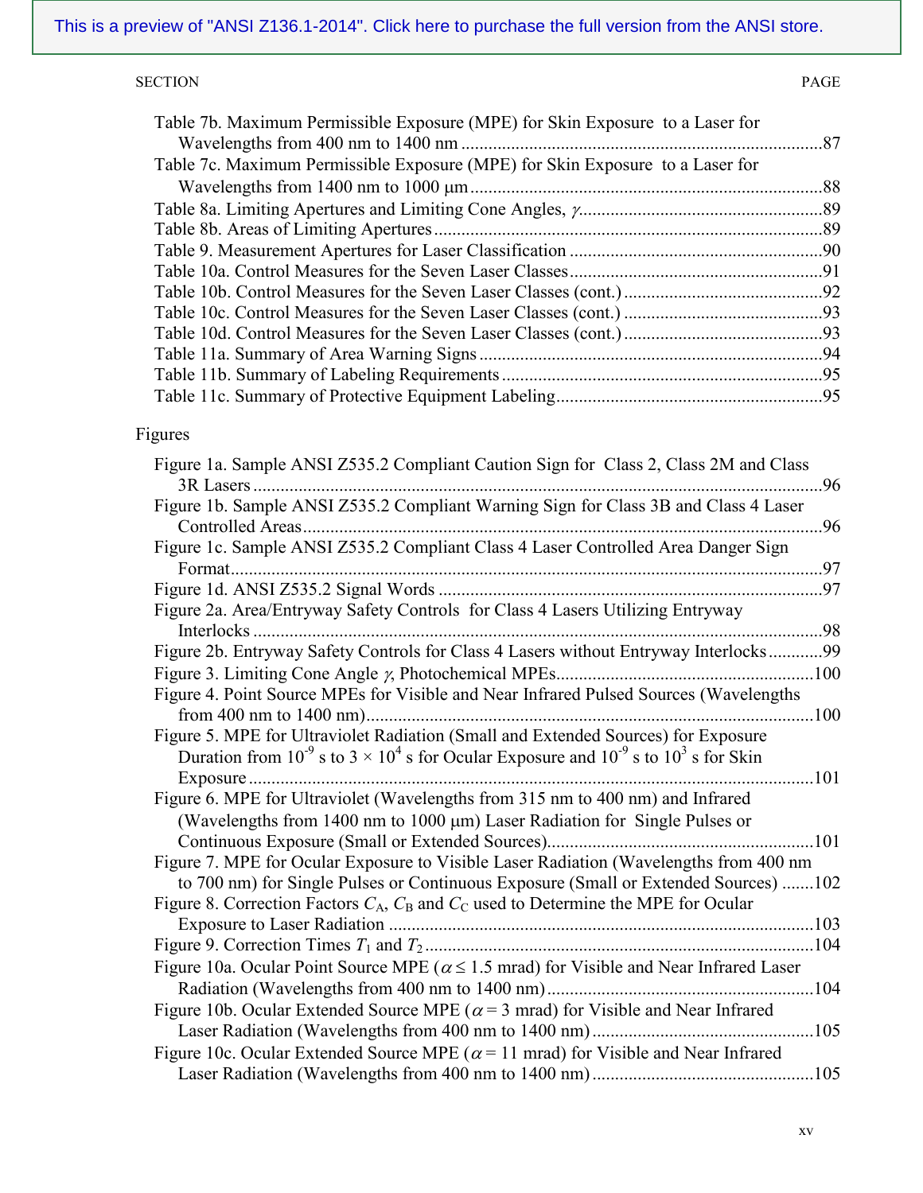This is a preview of "ANSI Z136.1-2014". Click here to purchase the full version from the ANSI store.

| SECTION | PAGE |
|---|---|
| Table 7b. Maximum Permissible Exposure (MPE) for Skin Exposure to a Laser for Wavelengths from 400 nm to 1400 nm | 87 |
| Table 7c. Maximum Permissible Exposure (MPE) for Skin Exposure to a Laser for Wavelengths from 1400 nm to 1000 μm | 88 |
| Table 8a. Limiting Apertures and Limiting Cone Angles, $\gamma$ | 89 |
| Table 8b. Areas of Limiting Apertures | 89 |
| Table 9. Measurement Apertures for Laser Classification | 90 |
| Table 10a. Control Measures for the Seven Laser Classes | 91 |
| Table 10b. Control Measures for the Seven Laser Classes (cont.) | 92 |
| Table 10c. Control Measures for the Seven Laser Classes (cont.) | 93 |
| Table 10d. Control Measures for the Seven Laser Classes (cont.) | 93 |
| Table 11a. Summary of Area Warning Signs | 94 |
| Table 11b. Summary of Labeling Requirements | 95 |
| Table 11c. Summary of Protective Equipment Labeling | 95 |

## Figures

| | |
|---|---|
| Figure 1a. Sample ANSI Z535.2 Compliant Caution Sign for Class 2, Class 2M and Class 3R Lasers | 96 |
| Figure 1b. Sample ANSI Z535.2 Compliant Warning Sign for Class 3B and Class 4 Laser Controlled Areas | 96 |
| Figure 1c. Sample ANSI Z535.2 Compliant Class 4 Laser Controlled Area Danger Sign Format | 97 |
| Figure 1d. ANSI Z535.2 Signal Words | 97 |
| Figure 2a. Area/Entryway Safety Controls for Class 4 Lasers Utilizing Entryway Interlocks | 98 |
| Figure 2b. Entryway Safety Controls for Class 4 Lasers without Entryway Interlocks | 99 |
| Figure 3. Limiting Cone Angle $\gamma$, Photochemical MPEs | 100 |
| Figure 4. Point Source MPEs for Visible and Near Infrared Pulsed Sources (Wavelengths from 400 nm to 1400 nm) | 100 |
| Figure 5. MPE for Ultraviolet Radiation (Small and Extended Sources) for Exposure Duration from $10^{-9}$ s to $3 \times 10^{4}$ s for Ocular Exposure and $10^{-9}$ s to $10^{3}$ s for Skin Exposure | 101 |
| Figure 6. MPE for Ultraviolet (Wavelengths from 315 nm to 400 nm) and Infrared (Wavelengths from 1400 nm to 1000 μm) Laser Radiation for Single Pulses or Continuous Exposure (Small or Extended Sources) | 101 |
| Figure 7. MPE for Ocular Exposure to Visible Laser Radiation (Wavelengths from 400 nm to 700 nm) for Single Pulses or Continuous Exposure (Small or Extended Sources) | 102 |
| Figure 8. Correction Factors $C_A$, $C_B$ and $C_C$ used to Determine the MPE for Ocular Exposure to Laser Radiation | 103 |
| Figure 9. Correction Times $T_1$ and $T_2$ | 104 |
| Figure 10a. Ocular Point Source MPE ($\alpha \leq 1.5$ mrad) for Visible and Near Infrared Laser Radiation (Wavelengths from 400 nm to 1400 nm) | 104 |
| Figure 10b. Ocular Extended Source MPE ($\alpha = 3$ mrad) for Visible and Near Infrared Laser Radiation (Wavelengths from 400 nm to 1400 nm) | 105 |
| Figure 10c. Ocular Extended Source MPE ($\alpha = 11$ mrad) for Visible and Near Infrared Laser Radiation (Wavelengths from 400 nm to 1400 nm) | 105 |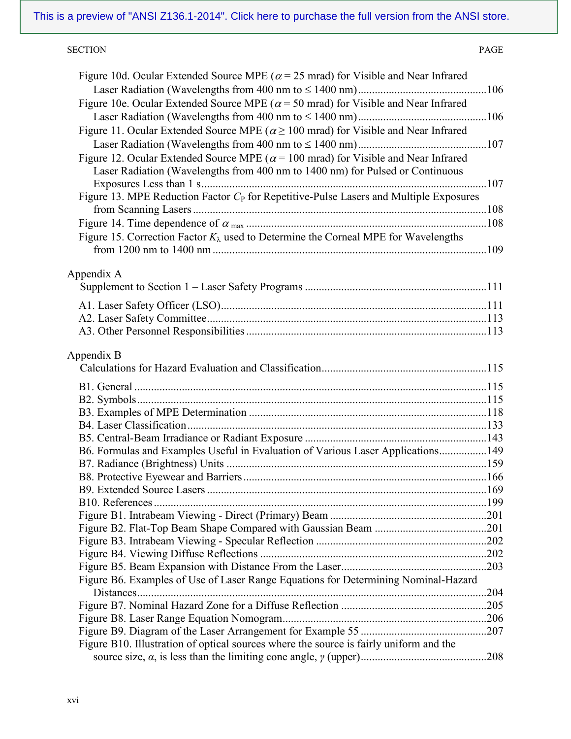This is a preview of "ANSI Z136.1-2014". Click here to purchase the full version from the ANSI store.

SECTION PAGE

Figure 10d. Ocular Extended Source MPE ($\alpha$ = 25 mrad) for Visible and Near Infrared Laser Radiation (Wavelengths from 400 nm to ≤ 1400 nm) ....106

Figure 10e. Ocular Extended Source MPE ($\alpha$ = 50 mrad) for Visible and Near Infrared Laser Radiation (Wavelengths from 400 nm to ≤ 1400 nm) ....106

Figure 11. Ocular Extended Source MPE ($\alpha$ ≥ 100 mrad) for Visible and Near Infrared Laser Radiation (Wavelengths from 400 nm to ≤ 1400 nm) ....107

Figure 12. Ocular Extended Source MPE ($\alpha$ = 100 mrad) for Visible and Near Infrared Laser Radiation (Wavelengths from 400 nm to 1400 nm) for Pulsed or Continuous Exposures Less than 1 s ....107

Figure 13. MPE Reduction Factor $C_P$ for Repetitive-Pulse Lasers and Multiple Exposures from Scanning Lasers ....108

Figure 14. Time dependence of $\alpha_{max}$ ....108

Figure 15. Correction Factor $K_\lambda$ used to Determine the Corneal MPE for Wavelengths from 1200 nm to 1400 nm ....109

Appendix A

Supplement to Section 1 – Laser Safety Programs ....111

A1. Laser Safety Officer (LSO) ....111

A2. Laser Safety Committee ....113

A3. Other Personnel Responsibilities ....113

Appendix B

Calculations for Hazard Evaluation and Classification ....115

B1. General ....115

B2. Symbols ....115

B3. Examples of MPE Determination ....118

B4. Laser Classification ....133

B5. Central-Beam Irradiance or Radiant Exposure ....143

B6. Formulas and Examples Useful in Evaluation of Various Laser Applications ....149

B7. Radiance (Brightness) Units ....159

B8. Protective Eyewear and Barriers ....166

B9. Extended Source Lasers ....169

B10. References ....199

Figure B1. Intrabeam Viewing - Direct (Primary) Beam ....201

Figure B2. Flat-Top Beam Shape Compared with Gaussian Beam ....201

Figure B3. Intrabeam Viewing - Specular Reflection ....202

Figure B4. Viewing Diffuse Reflections ....202

Figure B5. Beam Expansion with Distance From the Laser ....203

Figure B6. Examples of Use of Laser Range Equations for Determining Nominal-Hazard Distances ....204

Figure B7. Nominal Hazard Zone for a Diffuse Reflection ....205

Figure B8. Laser Range Equation Nomogram ....206

Figure B9. Diagram of the Laser Arrangement for Example 55 ....207

Figure B10. Illustration of optical sources where the source is fairly uniform and the source size, $\alpha$, is less than the limiting cone angle, $\gamma$ (upper) ....208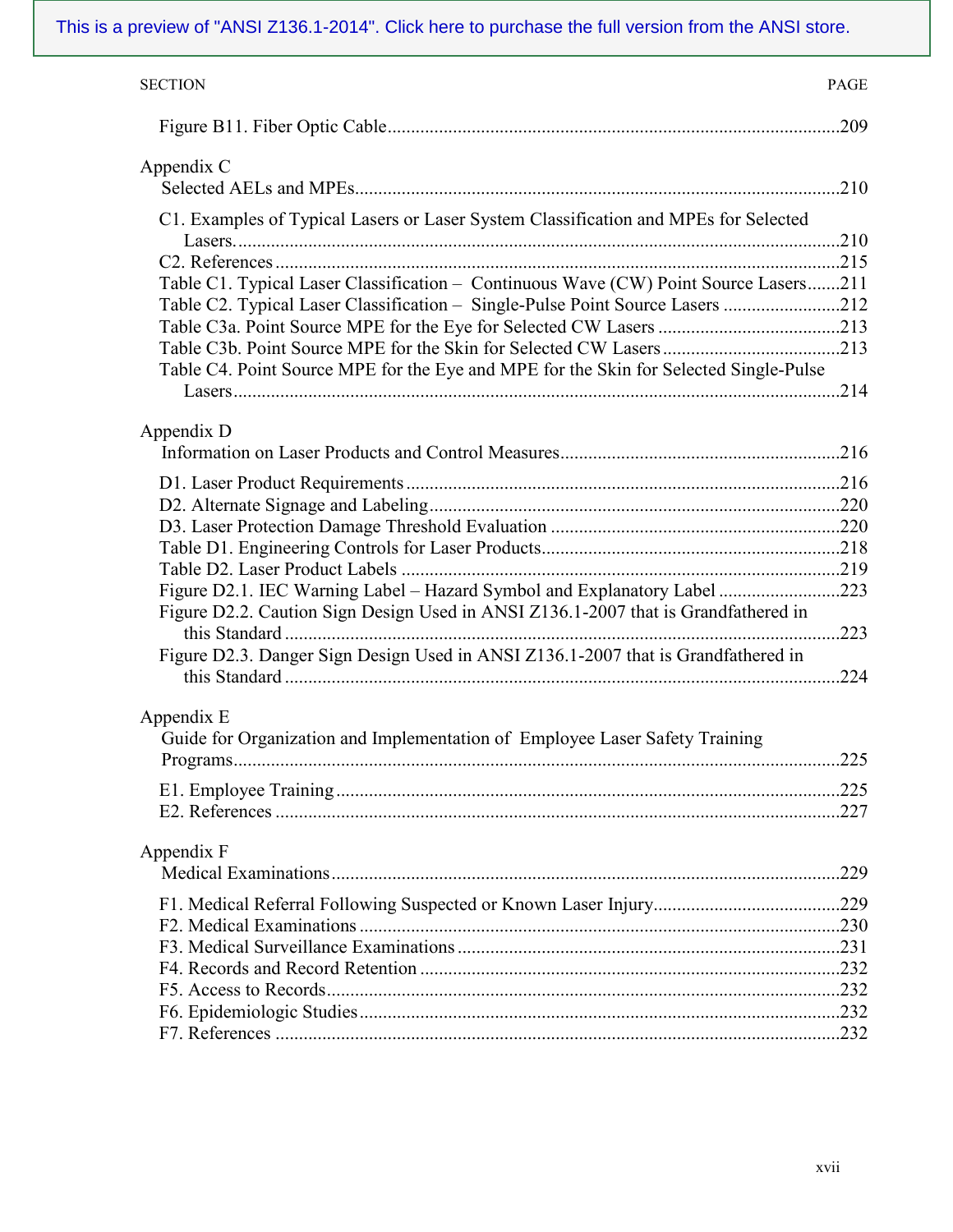This is a preview of "ANSI Z136.1-2014". Click here to purchase the full version from the ANSI store.

| SECTION | PAGE |
|---|---|
| Figure B11. Fiber Optic Cable | 209 |
| **Appendix C** Selected AELs and MPEs | 210 |
| C1. Examples of Typical Lasers or Laser System Classification and MPEs for Selected Lasers. | 210 |
| C2. References | 215 |
| Table C1. Typical Laser Classification – Continuous Wave (CW) Point Source Lasers | 211 |
| Table C2. Typical Laser Classification – Single-Pulse Point Source Lasers | 212 |
| Table C3a. Point Source MPE for the Eye for Selected CW Lasers | 213 |
| Table C3b. Point Source MPE for the Skin for Selected CW Lasers | 213 |
| Table C4. Point Source MPE for the Eye and MPE for the Skin for Selected Single-Pulse Lasers | 214 |
| **Appendix D** Information on Laser Products and Control Measures | 216 |
| D1. Laser Product Requirements | 216 |
| D2. Alternate Signage and Labeling | 220 |
| D3. Laser Protection Damage Threshold Evaluation | 220 |
| Table D1. Engineering Controls for Laser Products | 218 |
| Table D2. Laser Product Labels | 219 |
| Figure D2.1. IEC Warning Label – Hazard Symbol and Explanatory Label | 223 |
| Figure D2.2. Caution Sign Design Used in ANSI Z136.1-2007 that is Grandfathered in this Standard | 223 |
| Figure D2.3. Danger Sign Design Used in ANSI Z136.1-2007 that is Grandfathered in this Standard | 224 |
| **Appendix E** Guide for Organization and Implementation of Employee Laser Safety Training Programs | 225 |
| E1. Employee Training | 225 |
| E2. References | 227 |
| **Appendix F** Medical Examinations | 229 |
| F1. Medical Referral Following Suspected or Known Laser Injury | 229 |
| F2. Medical Examinations | 230 |
| F3. Medical Surveillance Examinations | 231 |
| F4. Records and Record Retention | 232 |
| F5. Access to Records | 232 |
| F6. Epidemiologic Studies | 232 |
| F7. References | 232 |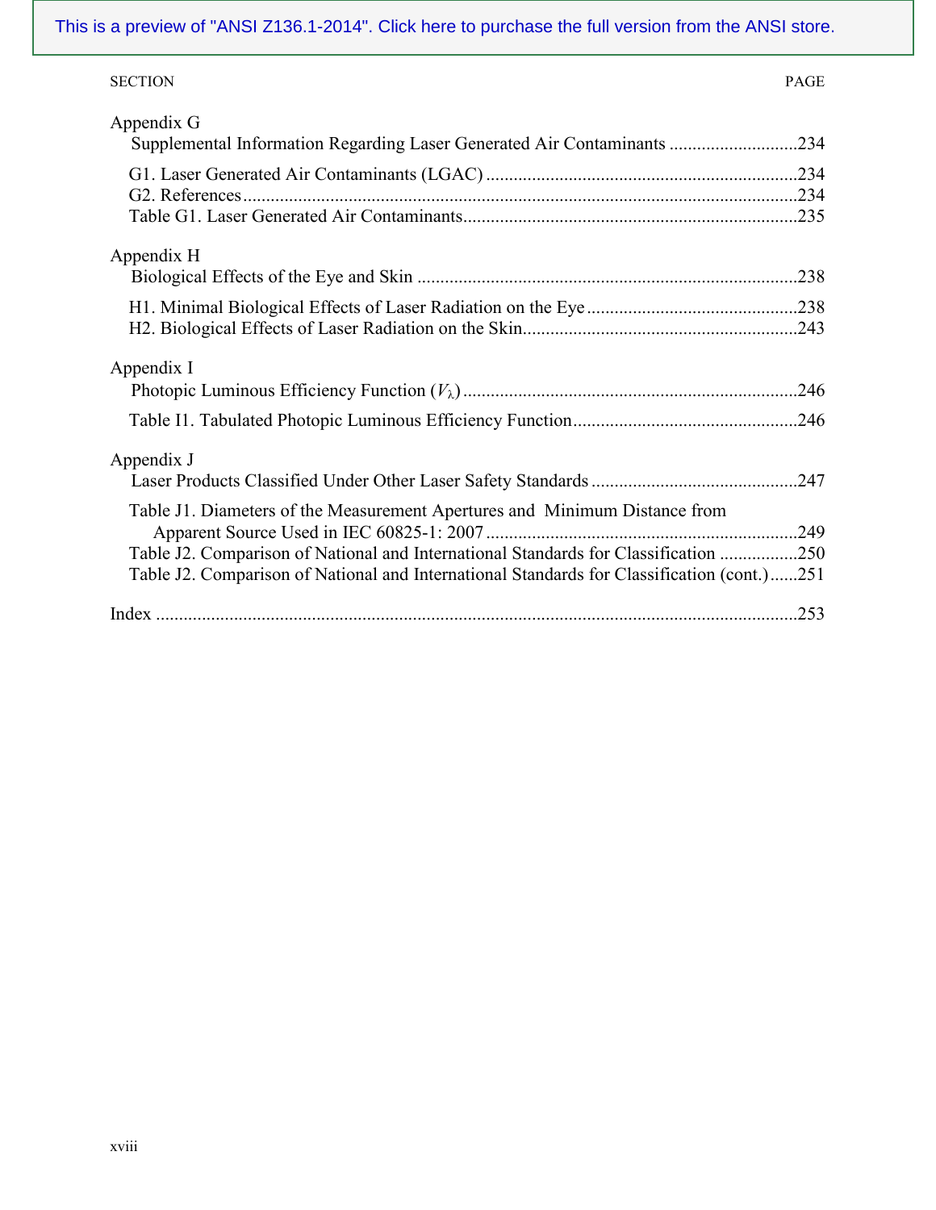This is a preview of "ANSI Z136.1-2014". Click here to purchase the full version from the ANSI store.

| SECTION | PAGE |
|---|---|
| **Appendix G** | |
| Supplemental Information Regarding Laser Generated Air Contaminants | 234 |
| G1. Laser Generated Air Contaminants (LGAC) | 234 |
| G2. References | 234 |
| Table G1. Laser Generated Air Contaminants | 235 |
| **Appendix H** | |
| Biological Effects of the Eye and Skin | 238 |
| H1. Minimal Biological Effects of Laser Radiation on the Eye | 238 |
| H2. Biological Effects of Laser Radiation on the Skin | 243 |
| **Appendix I** | |
| Photopic Luminous Efficiency Function ($V_\lambda$) | 246 |
| Table I1. Tabulated Photopic Luminous Efficiency Function | 246 |
| **Appendix J** | |
| Laser Products Classified Under Other Laser Safety Standards | 247 |
| Table J1. Diameters of the Measurement Apertures and Minimum Distance from Apparent Source Used in IEC 60825-1: 2007 | 249 |
| Table J2. Comparison of National and International Standards for Classification | 250 |
| Table J2. Comparison of National and International Standards for Classification (cont.) | 251 |
| **Index** | 253 |